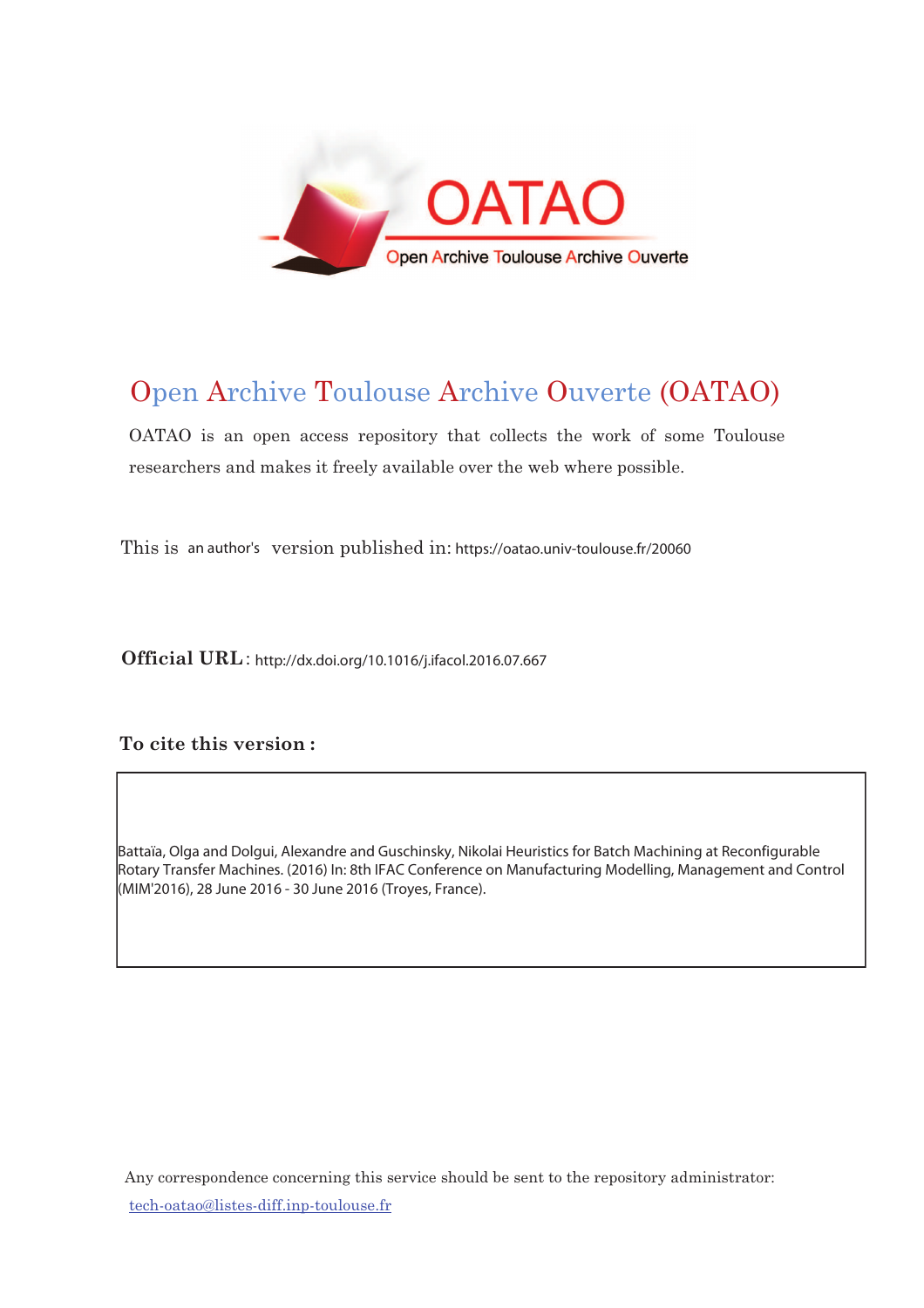# Open Archive Toulouse Archive Ouverte (OATAO)

OATAO is an open access repository that collects the work of some Toulouse researchers and makes it freely available over the web where possible.

This is an author's version published in: https://oatao.univ-toulouse.fr/20060

**Official URL**: http://dx.doi.org/10.1016/j.ifacol.2016.07.667

**To cite this version :**

Battaïa, Olga and Dolgui, Alexandre and Guschinsky, Nikolai Heuristics for Batch Machining at Reconfigurable Rotary Transfer Machines. (2016) In: 8th IFAC Conference on Manufacturing Modelling, Management and Control (MIM'2016), 28 June 2016 - 30 June 2016 (Troyes, France).

Any correspondence concerning this service should be sent to the repository administrator: tech-oatao@listes-diff.inp-toulouse.fr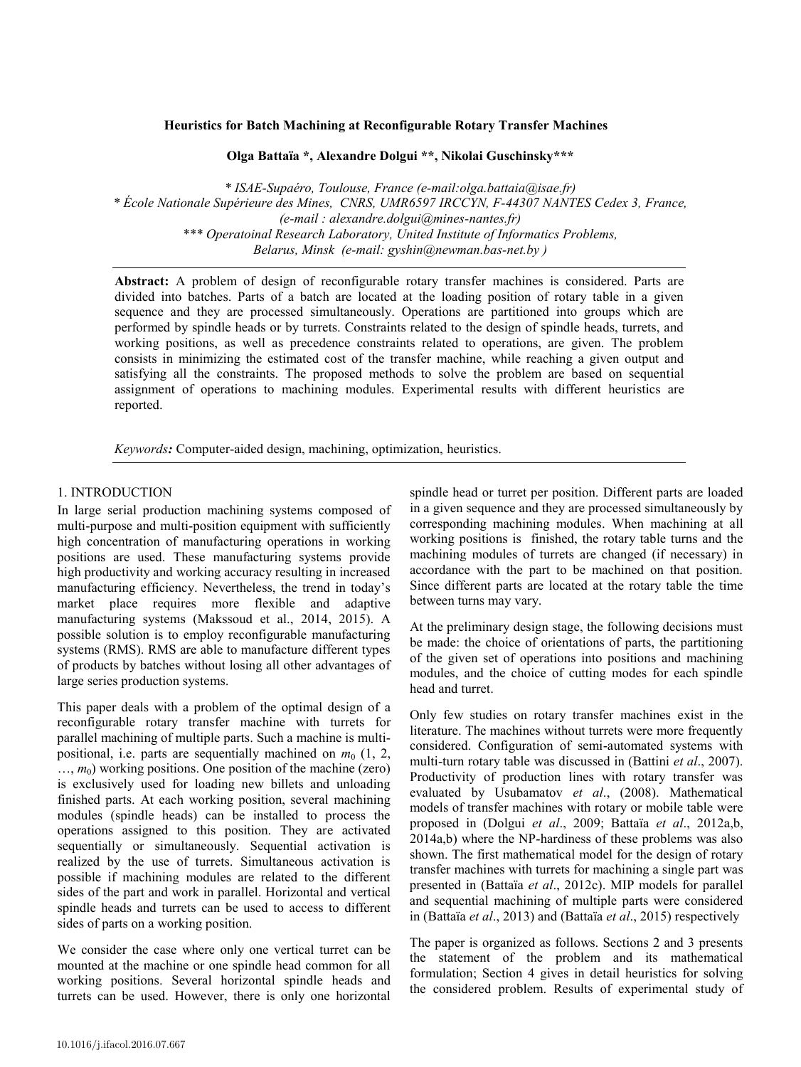**Heuristics for Batch Machining at Reconfigurable Rotary Transfer Machines**

**Olga Battaïa \*, Alexandre Dolgui \*\*, Nikolai Guschinsky\*\*\***

\* *ISAE-Supaéro, Toulouse, France (e-mail:olga.battaia@isae.fr)*
\* *École Nationale Supérieure des Mines, CNRS, UMR6597 IRCCYN, F-44307 NANTES Cedex 3, France, (e-mail : alexandre.dolgui@mines-nantes.fr)*
\*\*\* *Operatoinal Research Laboratory, United Institute of Informatics Problems, Belarus, Minsk (e-mail: gyshin@newman.bas-net.by )*

**Abstract:** A problem of design of reconfigurable rotary transfer machines is considered. Parts are divided into batches. Parts of a batch are located at the loading position of rotary table in a given sequence and they are processed simultaneously. Operations are partitioned into groups which are performed by spindle heads or by turrets. Constraints related to the design of spindle heads, turrets, and working positions, as well as precedence constraints related to operations, are given. The problem consists in minimizing the estimated cost of the transfer machine, while reaching a given output and satisfying all the constraints. The proposed methods to solve the problem are based on sequential assignment of operations to machining modules. Experimental results with different heuristics are reported.

*Keywords:* Computer-aided design, machining, optimization, heuristics.

## 1. INTRODUCTION

In large serial production machining systems composed of multi-purpose and multi-position equipment with sufficiently high concentration of manufacturing operations in working positions are used. These manufacturing systems provide high productivity and working accuracy resulting in increased manufacturing efficiency. Nevertheless, the trend in today's market place requires more flexible and adaptive manufacturing systems (Makssoud et al., 2014, 2015). A possible solution is to employ reconfigurable manufacturing systems (RMS). RMS are able to manufacture different types of products by batches without losing all other advantages of large series production systems.

This paper deals with a problem of the optimal design of a reconfigurable rotary transfer machine with turrets for parallel machining of multiple parts. Such a machine is multi-positional, i.e. parts are sequentially machined on $m_0$ (1, 2, …, $m_0$) working positions. One position of the machine (zero) is exclusively used for loading new billets and unloading finished parts. At each working position, several machining modules (spindle heads) can be installed to process the operations assigned to this position. They are activated sequentially or simultaneously. Sequential activation is realized by the use of turrets. Simultaneous activation is possible if machining modules are related to the different sides of the part and work in parallel. Horizontal and vertical spindle heads and turrets can be used to access to different sides of parts on a working position.

We consider the case where only one vertical turret can be mounted at the machine or one spindle head common for all working positions. Several horizontal spindle heads and turrets can be used. However, there is only one horizontal spindle head or turret per position. Different parts are loaded in a given sequence and they are processed simultaneously by corresponding machining modules. When machining at all working positions is finished, the rotary table turns and the machining modules of turrets are changed (if necessary) in accordance with the part to be machined on that position. Since different parts are located at the rotary table the time between turns may vary.

At the preliminary design stage, the following decisions must be made: the choice of orientations of parts, the partitioning of the given set of operations into positions and machining modules, and the choice of cutting modes for each spindle head and turret.

Only few studies on rotary transfer machines exist in the literature. The machines without turrets were more frequently considered. Configuration of semi-automated systems with multi-turn rotary table was discussed in (Battini *et al*., 2007). Productivity of production lines with rotary transfer was evaluated by Usubamatov *et al*., (2008). Mathematical models of transfer machines with rotary or mobile table were proposed in (Dolgui *et al*., 2009; Battaïa *et al*., 2012a,b, 2014a,b) where the NP-hardness of these problems was also shown. The first mathematical model for the design of rotary transfer machines with turrets for machining a single part was presented in (Battaïa *et al*., 2012c). MIP models for parallel and sequential machining of multiple parts were considered in (Battaïa *et al*., 2013) and (Battaïa *et al*., 2015) respectively

The paper is organized as follows. Sections 2 and 3 presents the statement of the problem and its mathematical formulation; Section 4 gives in detail heuristics for solving the considered problem. Results of experimental study of

10.1016/j.ifacol.2016.07.667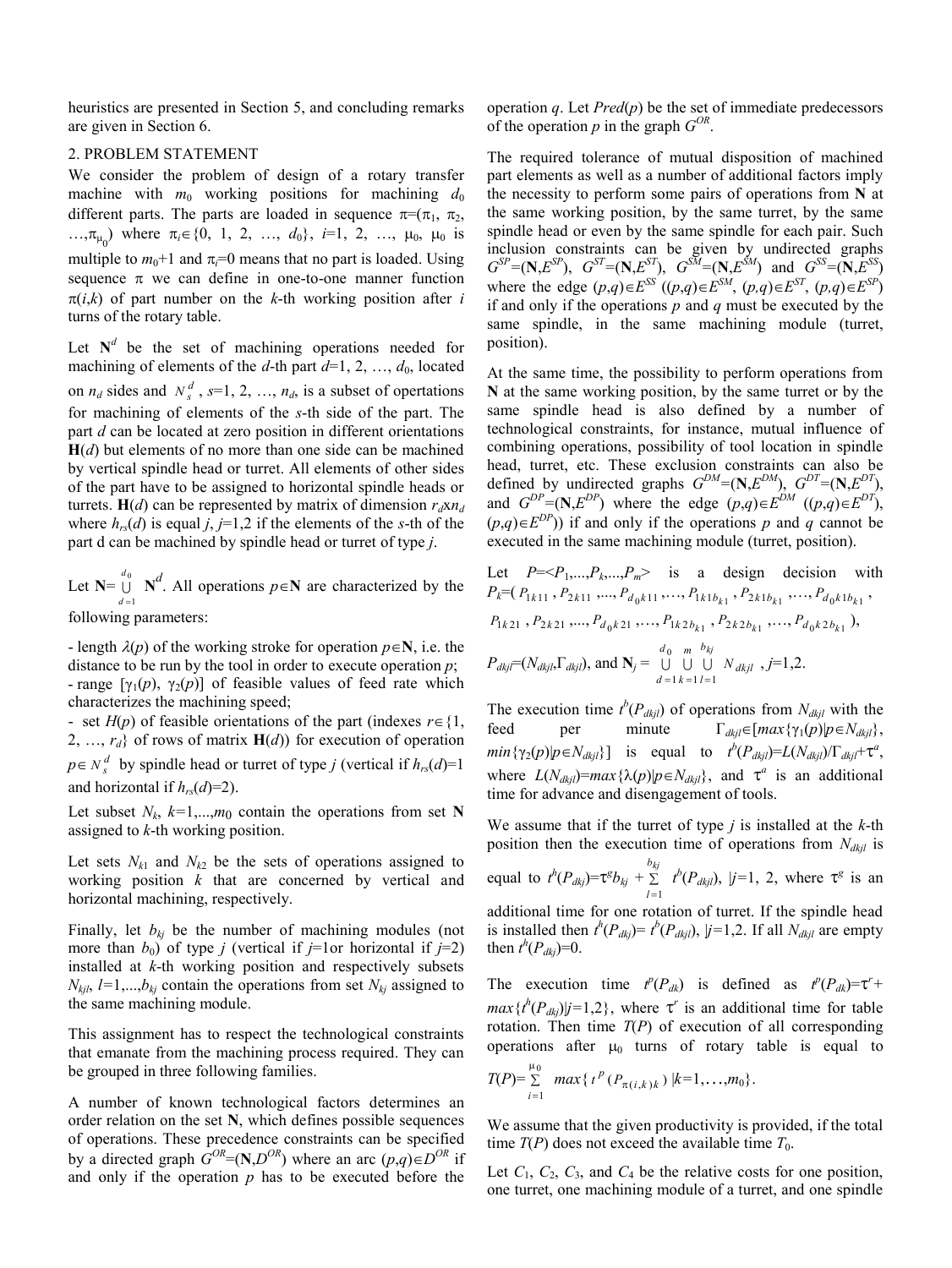heuristics are presented in Section 5, and concluding remarks are given in Section 6.

## 2. PROBLEM STATEMENT

We consider the problem of design of a rotary transfer machine with $m_0$ working positions for machining $d_0$ different parts. The parts are loaded in sequence $\pi=(\pi_1, \pi_2, \ldots,\pi_{\mu_0})$ where $\pi_i\in\{0, 1, 2, \ldots, d_0\}$, $i$=1, 2, …, $\mu_0$, $\mu_0$ is multiple to $m_0$+1 and $\pi_i$=0 means that no part is loaded. Using sequence $\pi$ we can define in one-to-one manner function $\pi(i,k)$ of part number on the $k$-th working position after $i$ turns of the rotary table.

Let $\mathbf{N}^d$ be the set of machining operations needed for machining of elements of the $d$-th part $d$=1, 2, …, $d_0$, located on $n_d$ sides and $N_s^d$, $s$=1, 2, …, $n_d$, is a subset of opertations for machining of elements of the $s$-th side of the part. The part $d$ can be located at zero position in different orientations $\mathbf{H}(d)$ but elements of no more than one side can be machined by vertical spindle head or turret. All elements of other sides of the part have to be assigned to horizontal spindle heads or turrets. $\mathbf{H}(d)$ can be represented by matrix of dimension $r_d$x$n_d$ where $h_{rs}(d)$ is equal $j$, $j$=1,2 if the elements of the $s$-th of the part d can be machined by spindle head or turret of type $j$.

Let $\mathbf{N}=\bigcup_{d=1}^{d_0}\mathbf{N}^d$. All operations $p\in\mathbf{N}$ are characterized by the following parameters:

- length $\lambda(p)$ of the working stroke for operation $p\in\mathbf{N}$, i.e. the distance to be run by the tool in order to execute operation $p$;
- range $[\gamma_1(p), \gamma_2(p)]$ of feasible values of feed rate which characterizes the machining speed;
- set $H(p)$ of feasible orientations of the part (indexes $r\in\{1, 2, \ldots, r_d\}$ of rows of matrix $\mathbf{H}(d)$) for execution of operation $p\in N_s^d$ by spindle head or turret of type $j$ (vertical if $h_{rs}(d)$=1 and horizontal if $h_{rs}(d)$=2).

Let subset $N_k$, $k$=1,...,$m_0$ contain the operations from set $\mathbf{N}$ assigned to $k$-th working position.

Let sets $N_{k1}$ and $N_{k2}$ be the sets of operations assigned to working position $k$ that are concerned by vertical and horizontal machining, respectively.

Finally, let $b_{kj}$ be the number of machining modules (not more than $b_0$) of type $j$ (vertical if $j$=1or horizontal if $j$=2) installed at $k$-th working position and respectively subsets $N_{kjl}$, $l$=1,...,$b_{kj}$ contain the operations from set $N_{kj}$ assigned to the same machining module.

This assignment has to respect the technological constraints that emanate from the machining process required. They can be grouped in three following families.

A number of known technological factors determines an order relation on the set $\mathbf{N}$, which defines possible sequences of operations. These precedence constraints can be specified by a directed graph $G^{OR}=(\mathbf{N},D^{OR})$ where an arc $(p,q)\in D^{OR}$ if and only if the operation $p$ has to be executed before the operation $q$. Let $Pred(p)$ be the set of immediate predecessors of the operation $p$ in the graph $G^{OR}$.

The required tolerance of mutual disposition of machined part elements as well as a number of additional factors imply the necessity to perform some pairs of operations from $\mathbf{N}$ at the same working position, by the same turret, by the same spindle head or even by the same spindle for each pair. Such inclusion constraints can be given by undirected graphs $G^{SP}=(\mathbf{N},E^{SP})$, $G^{ST}=(\mathbf{N},E^{ST})$, $G^{SM}=(\mathbf{N},E^{SM})$ and $G^{SS}=(\mathbf{N},E^{SS})$ where the edge $(p,q)\in E^{SS}$ ($(p,q)\in E^{SM}$, $(p,q)\in E^{ST}$, $(p,q)\in E^{SP}$) if and only if the operations $p$ and $q$ must be executed by the same spindle, in the same machining module (turret, position).

At the same time, the possibility to perform operations from $\mathbf{N}$ at the same working position, by the same turret or by the same spindle head is also defined by a number of technological constraints, for instance, mutual influence of combining operations, possibility of tool location in spindle head, turret, etc. These exclusion constraints can also be defined by undirected graphs $G^{DM}=(\mathbf{N},E^{DM})$, $G^{DT}=(\mathbf{N},E^{DT})$, and $G^{DP}=(\mathbf{N},E^{DP})$ where the edge $(p,q)\in E^{DM}$ ($(p,q)\in E^{DT}$), $(p,q)\in E^{DP}$)) if and only if the operations $p$ and $q$ cannot be executed in the same machining module (turret, position).

Let $P=<P_1,...,P_k,...,P_m>$ is a design decision with $P_k=(P_{1k11}, P_{2k11},..., P_{d_0k11},\ldots, P_{1k1b_{k1}}, P_{2k1b_{k1}},\ldots, P_{d_0k1b_{k1}}, P_{1k21}, P_{2k21},..., P_{d_0k21},\ldots, P_{1k2b_{k1}}, P_{2k2b_{k1}},\ldots, P_{d_0k2b_{k1}})$, $P_{dkjl}=(N_{dkjl},\Gamma_{dkjl})$, and $\mathbf{N}_j=\bigcup_{d=1}^{d_0}\bigcup_{k=1}^{m}\bigcup_{l=1}^{b_{kj}}N_{dkjl}$, $j$=1,2.

The execution time $t^b(P_{dkjl})$ of operations from $N_{dkjl}$ with the feed per minute $\Gamma_{dkjl}\in[max\{\gamma_1(p)|p\in N_{dkjl}\}, min\{\gamma_2(p)|p\in N_{dkjl}\}]$ is equal to $t^b(P_{dkjl})=L(N_{dkjl})/\Gamma_{dkjl}+\tau^a$, where $L(N_{dkjl})=max\{\lambda(p)|p\in N_{dkjl}\}$, and $\tau^a$ is an additional time for advance and disengagement of tools.

We assume that if the turret of type $j$ is installed at the $k$-th position then the execution time of operations from $N_{dkjl}$ is equal to $t^h(P_{dkj})=\tau^g b_{kj}+\sum_{l=1}^{b_{kj}} t^b(P_{dkjl})$, $|j$=1, 2, where $\tau^g$ is an additional time for one rotation of turret. If the spindle head is installed then $t^h(P_{dkj})= t^b(P_{dkjl})$, $|j$=1,2. If all $N_{dkjl}$ are empty then $t^h(P_{dkj})$=0.

The execution time $t^p(P_{dk})$ is defined as $t^p(P_{dk})=\tau^r+max\{t^h(P_{dkj})|j=1,2\}$, where $\tau^r$ is an additional time for table rotation. Then time $T(P)$ of execution of all corresponding operations after $\mu_0$ turns of rotary table is equal to

$$T(P)=\sum_{i=1}^{\mu_0} max\{t^p(P_{\pi(i,k)k})\,|k=1,\ldots,m_0\}.$$

We assume that the given productivity is provided, if the total time $T(P)$ does not exceed the available time $T_0$.

Let $C_1$, $C_2$, $C_3$, and $C_4$ be the relative costs for one position, one turret, one machining module of a turret, and one spindle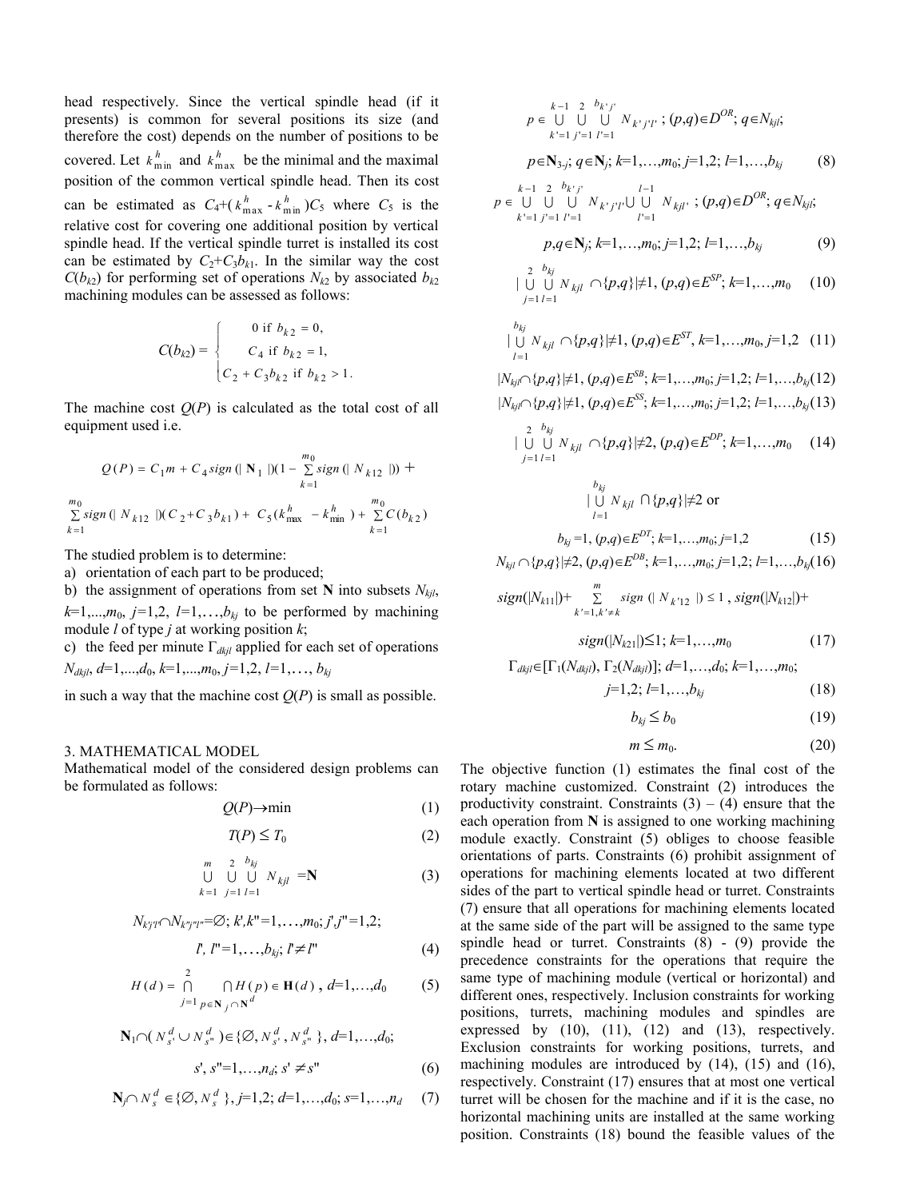head respectively. Since the vertical spindle head (if it presents) is common for several positions its size (and therefore the cost) depends on the number of positions to be covered. Let $k^h_{\min}$ and $k^h_{\max}$ be the minimal and the maximal position of the common vertical spindle head. Then its cost can be estimated as $C_4+(k^h_{\max} - k^h_{\min})C_5$ where $C_5$ is the relative cost for covering one additional position by vertical spindle head. If the vertical spindle turret is installed its cost can be estimated by $C_2+C_3b_{k1}$. In the similar way the cost $C(b_{k2})$ for performing set of operations $N_{k2}$ by associated $b_{k2}$ machining modules can be assessed as follows:

$$C(b_{k2}) = \begin{cases} 0 \text{ if } b_{k2} = 0, \\ C_4 \text{ if } b_{k2} = 1, \\ C_2 + C_3 b_{k2} \text{ if } b_{k2} > 1. \end{cases}$$

The machine cost $Q(P)$ is calculated as the total cost of all equipment used i.e.

$$Q(P) = C_1 m + C_4 \, sign(|\mathbf{N}_1|)(1 - \sum_{k=1}^{m_0} sign(|N_{k12}|)) + \sum_{k=1}^{m_0} sign(|N_{k12}|)(C_2 + C_3 b_{k1}) + C_5(k^h_{\max} - k^h_{\min}) + \sum_{k=1}^{m_0} C(b_{k2})$$

The studied problem is to determine:

a) orientation of each part to be produced;

b) the assignment of operations from set $\mathbf{N}$ into subsets $N_{kjl}$, $k=1,...,m_0$, $j=1,2$, $l=1,\ldots,b_{kj}$ to be performed by machining module $l$ of type $j$ at working position $k$;

c) the feed per minute $\Gamma_{dkjl}$ applied for each set of operations $N_{dkjl}$, $d=1,...,d_0$, $k=1,...,m_0$, $j=1,2$, $l=1,\ldots, b_{kj}$

in such a way that the machine cost $Q(P)$ is small as possible.

## 3. MATHEMATICAL MODEL

Mathematical model of the considered design problems can be formulated as follows:

$$Q(P) \to \min \qquad (1)$$

$$T(P) \leq T_0 \qquad (2)$$

$$\bigcup_{k=1}^{m} \bigcup_{j=1}^{2} \bigcup_{l=1}^{b_{kj}} N_{kjl} = \mathbf{N} \qquad (3)$$

$$N_{k'j'l'} \cap N_{k''j''l''} = \varnothing;\ k',k''=1,\ldots,m_0;\ j',j''=1,2;\ l',l''=1,\ldots,b_{kj};\ l' \neq l'' \qquad (4)$$

$$H(d) = \bigcap_{j=1}^{2} \bigcap_{p \in \mathbf{N}_j \cap \mathbf{N}^d} H(p) \in \mathbf{H}(d),\ d=1,\ldots,d_0 \qquad (5)$$

$$\mathbf{N}_1 \cap (N^d_{s'} \cup N^d_{s''}) \in \{\varnothing, N^d_{s'}, N^d_{s''}\},\ d=1,\ldots,d_0;\ s', s''=1,\ldots,n_d;\ s' \neq s'' \qquad (6)$$

$$\mathbf{N}_j \cap N^d_s \in \{\varnothing, N^d_s\},\ j=1,2;\ d=1,\ldots,d_0;\ s=1,\ldots,n_d \qquad (7)$$

$$p \in \bigcup_{k'=1}^{k-1} \bigcup_{j'=1}^{2} \bigcup_{l'=1}^{b_{k'j'}} N_{k'j'l'};\ (p,q) \in D^{OR};\ q \in N_{kjl};$$
$$p \in \mathbf{N}_{3-j};\ q \in \mathbf{N}_j;\ k=1,\ldots,m_0;\ j=1,2;\ l=1,\ldots,b_{kj} \qquad (8)$$

$$p \in \bigcup_{k'=1}^{k-1} \bigcup_{j'=1}^{2} \bigcup_{l'=1}^{b_{k'j'}} N_{k'j'l'} \cup \bigcup_{l'=1}^{l-1} N_{kjl'};\ (p,q) \in D^{OR};\ q \in N_{kjl};$$
$$p,q \in \mathbf{N}_j;\ k=1,\ldots,m_0;\ j=1,2;\ l=1,\ldots,b_{kj} \qquad (9)$$

$$|\bigcup_{j=1}^{2} \bigcup_{l=1}^{b_{kj}} N_{kjl} \cap \{p,q\}| \neq 1,\ (p,q) \in E^{SP};\ k=1,\ldots,m_0 \qquad (10)$$

$$|\bigcup_{l=1}^{b_{kj}} N_{kjl} \cap \{p,q\}| \neq 1,\ (p,q) \in E^{ST},\ k=1,\ldots,m_0,\ j=1,2 \qquad (11)$$

$$|N_{kjl} \cap \{p,q\}| \neq 1,\ (p,q) \in E^{SB};\ k=1,\ldots,m_0;\ j=1,2;\ l=1,\ldots,b_{kj} \qquad (12)$$

$$|N_{kjl} \cap \{p,q\}| \neq 1,\ (p,q) \in E^{SS};\ k=1,\ldots,m_0;\ j=1,2;\ l=1,\ldots,b_{kj} \qquad (13)$$

$$|\bigcup_{j=1}^{2} \bigcup_{l=1}^{b_{kj}} N_{kjl} \cap \{p,q\}| \neq 2,\ (p,q) \in E^{DP};\ k=1,\ldots,m_0 \qquad (14)$$

$$|\bigcup_{l=1}^{b_{kj}} N_{kjl} \cap \{p,q\}| \neq 2 \text{ or}$$
$$b_{kj} = 1,\ (p,q) \in E^{DT};\ k=1,\ldots,m_0;\ j=1,2 \qquad (15)$$

$$N_{kjl} \cap \{p,q\}| \neq 2,\ (p,q) \in E^{DB};\ k=1,\ldots,m_0;\ j=1,2;\ l=1,\ldots,b_{kj} \qquad (16)$$

$$sign(|N_{k11}|) + \sum_{k'=1, k' \neq k}^{m} sign(|N_{k'12}|) \leq 1,\ sign(|N_{k12}|) + sign(|N_{k21}|) \leq 1;\ k=1,\ldots,m_0 \qquad (17)$$

$$\Gamma_{dkjl} \in [\Gamma_1(N_{dkjl}), \Gamma_2(N_{dkjl})];\ d=1,\ldots,d_0;\ k=1,\ldots,m_0;\ j=1,2;\ l=1,\ldots,b_{kj} \qquad (18)$$

$$b_{kj} \leq b_0 \qquad (19)$$

$$m \leq m_0. \qquad (20)$$

The objective function (1) estimates the final cost of the rotary machine customized. Constraint (2) introduces the productivity constraint. Constraints (3) – (4) ensure that the each operation from $\mathbf{N}$ is assigned to one working machining module exactly. Constraint (5) obliges to choose feasible orientations of parts. Constraints (6) prohibit assignment of operations for machining elements located at two different sides of the part to vertical spindle head or turret. Constraints (7) ensure that all operations for machining elements located at the same side of the part will be assigned to the same type spindle head or turret. Constraints (8) - (9) provide the precedence constraints for the operations that require the same type of machining module (vertical or horizontal) and different ones, respectively. Inclusion constraints for working positions, turrets, machining modules and spindles are expressed by (10), (11), (12) and (13), respectively. Exclusion constraints for working positions, turrets, and machining modules are introduced by (14), (15) and (16), respectively. Constraint (17) ensures that at most one vertical turret will be chosen for the machine and if it is the case, no horizontal machining units are installed at the same working position. Constraints (18) bound the feasible values of the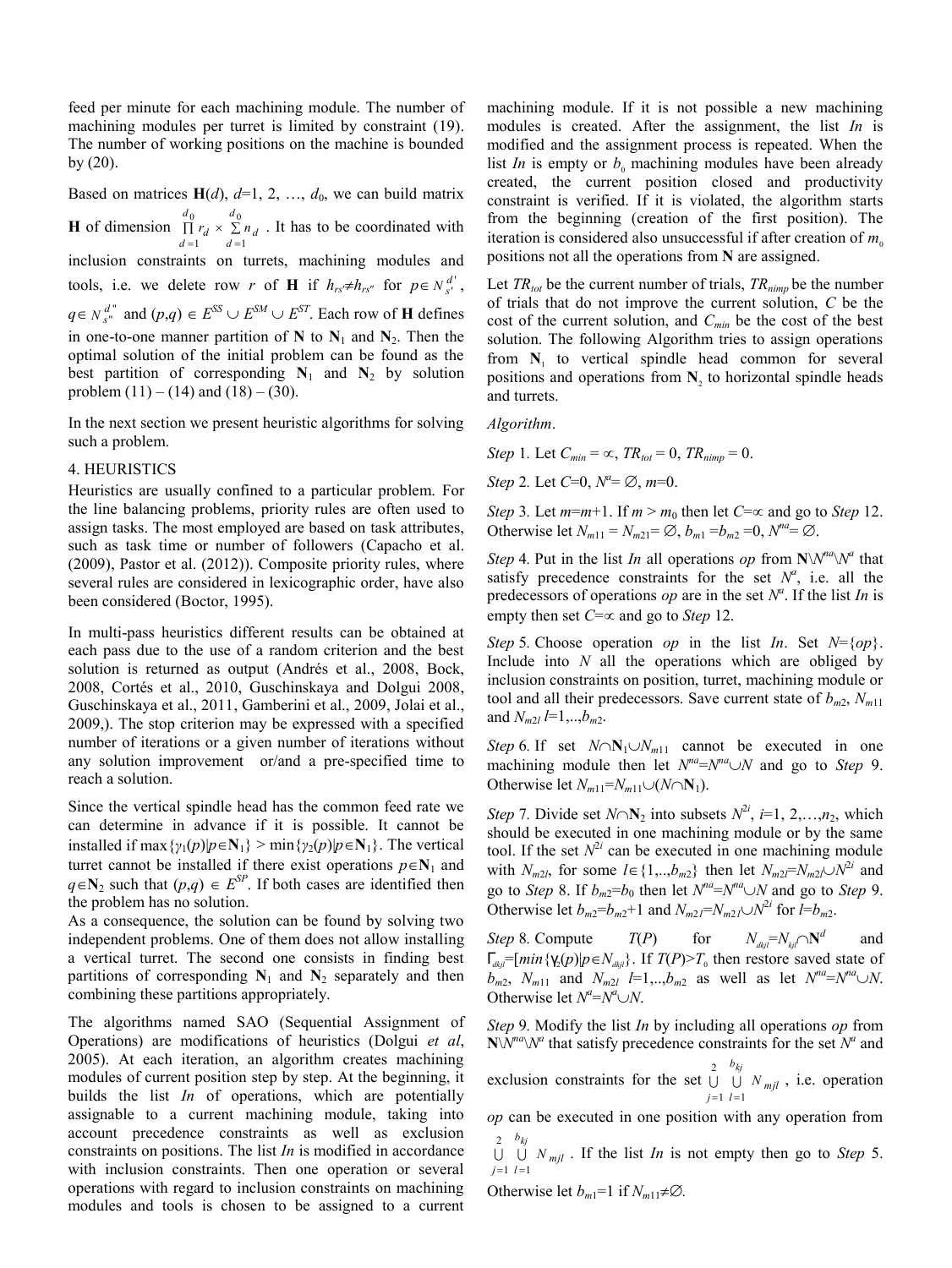feed per minute for each machining module. The number of machining modules per turret is limited by constraint (19). The number of working positions on the machine is bounded by (20).

Based on matrices $\mathbf{H}(d)$, $d$=1, 2, …, $d_0$, we can build matrix $\mathbf{H}$ of dimension $\prod_{d=1}^{d_0} r_d \times \sum_{d=1}^{d_0} n_d$. It has to be coordinated with inclusion constraints on turrets, machining modules and tools, i.e. we delete row $r$ of $\mathbf{H}$ if $h_{rs'} \neq h_{rs''}$ for $p \in N_{s'}^{d'}$, $q \in N_{s''}^{d''}$ and $(p,q) \in E^{SS} \cup E^{SM} \cup E^{ST}$. Each row of $\mathbf{H}$ defines in one-to-one manner partition of $\mathbf{N}$ to $\mathbf{N}_1$ and $\mathbf{N}_2$. Then the optimal solution of the initial problem can be found as the best partition of corresponding $\mathbf{N}_1$ and $\mathbf{N}_2$ by solution problem (11) – (14) and (18) – (30).

In the next section we present heuristic algorithms for solving such a problem.

## 4. HEURISTICS

Heuristics are usually confined to a particular problem. For the line balancing problems, priority rules are often used to assign tasks. The most employed are based on task attributes, such as task time or number of followers (Capacho et al. (2009), Pastor et al. (2012)). Composite priority rules, where several rules are considered in lexicographic order, have also been considered (Boctor, 1995).

In multi-pass heuristics different results can be obtained at each pass due to the use of a random criterion and the best solution is returned as output (Andrés et al., 2008, Bock, 2008, Cortés et al., 2010, Guschinskaya and Dolgui 2008, Guschinskaya et al., 2011, Gamberini et al., 2009, Jolai et al., 2009,). The stop criterion may be expressed with a specified number of iterations or a given number of iterations without any solution improvement or/and a pre-specified time to reach a solution.

Since the vertical spindle head has the common feed rate we can determine in advance if it is possible. It cannot be installed if $\max\{\gamma_1(p)|p\in\mathbf{N}_1\} > \min\{\gamma_2(p)|p\in\mathbf{N}_1\}$. The vertical turret cannot be installed if there exist operations $p\in\mathbf{N}_1$ and $q\in\mathbf{N}_2$ such that $(p,q) \in E^{SP}$. If both cases are identified then the problem has no solution.

As a consequence, the solution can be found by solving two independent problems. One of them does not allow installing a vertical turret. The second one consists in finding best partitions of corresponding $\mathbf{N}_1$ and $\mathbf{N}_2$ separately and then combining these partitions appropriately.

The algorithms named SAO (Sequential Assignment of Operations) are modifications of heuristics (Dolgui *et al*, 2005). At each iteration, an algorithm creates machining modules of current position step by step. At the beginning, it builds the list *In* of operations, which are potentially assignable to a current machining module, taking into account precedence constraints as well as exclusion constraints on positions. The list *In* is modified in accordance with inclusion constraints. Then one operation or several operations with regard to inclusion constraints on machining modules and tools is chosen to be assigned to a current machining module. If it is not possible a new machining modules is created. After the assignment, the list *In* is modified and the assignment process is repeated. When the list *In* is empty or $b_0$ machining modules have been already created, the current position closed and productivity constraint is verified. If it is violated, the algorithm starts from the beginning (creation of the first position). The iteration is considered also unsuccessful if after creation of $m_0$ positions not all the operations from $\mathbf{N}$ are assigned.

Let $TR_{tot}$ be the current number of trials, $TR_{nimp}$ be the number of trials that do not improve the current solution, $C$ be the cost of the current solution, and $C_{min}$ be the cost of the best solution. The following Algorithm tries to assign operations from $\mathbf{N}_1$ to vertical spindle head common for several positions and operations from $\mathbf{N}_2$ to horizontal spindle heads and turrets.

*Algorithm*.

*Step* 1. Let $C_{min} = \infty$, $TR_{tot} = 0$, $TR_{nimp} = 0$.

*Step* 2. Let $C$=0, $N^a = \varnothing$, $m$=0.

*Step* 3. Let $m$=$m$+1. If $m > m_0$ then let $C$=$\infty$ and go to *Step* 12. Otherwise let $N_{m11} = N_{m21} = \varnothing$, $b_{m1} = b_{m2} = 0$, $N^{na} = \varnothing$.

*Step* 4. Put in the list *In* all operations *op* from $\mathbf{N} \backslash N^{na} \backslash N^a$ that satisfy precedence constraints for the set $N^a$, i.e. all the predecessors of operations *op* are in the set $N^a$. If the list *In* is empty then set $C$=$\infty$ and go to *Step* 12.

*Step* 5. Choose operation *op* in the list *In*. Set $N$=$\{op\}$. Include into $N$ all the operations which are obliged by inclusion constraints on position, turret, machining module or tool and all their predecessors. Save current state of $b_{m2}$, $N_{m11}$ and $N_{m2l}$ $l$=1,..,$b_{m2}$.

*Step* 6. If set $N \cap \mathbf{N}_1 \cup N_{m11}$ cannot be executed in one machining module then let $N^{na} = N^{na} \cup N$ and go to *Step* 9. Otherwise let $N_{m11} = N_{m11} \cup (N \cap \mathbf{N}_1)$.

*Step* 7. Divide set $N \cap \mathbf{N}_2$ into subsets $N^{2i}$, $i$=1, 2,…,$n_2$, which should be executed in one machining module or by the same tool. If the set $N^{2i}$ can be executed in one machining module with $N_{m2l}$, for some $l \in \{1,..,b_{m2}\}$ then let $N_{m2l} = N_{m2l} \cup N^{2i}$ and go to *Step* 8. If $b_{m2} = b_0$ then let $N^{na} = N^{na} \cup N$ and go to *Step* 9. Otherwise let $b_{m2} = b_{m2}+1$ and $N_{m2l} = N_{m2l} \cup N^{2i}$ for $l$=$b_{m2}$.

*Step* 8. Compute $T(P)$ for $N_{dkjl} = N_{kjl} \cap \mathbf{N}^d$ and $\Gamma_{dkjl} = [min\{\gamma_2(p)|p \in N_{dkjl}\}$. If $T(P) > T_0$ then restore saved state of $b_{m2}$, $N_{m11}$ and $N_{m2l}$ $l$=1,..,$b_{m2}$ as well as let $N^{na} = N^{na} \cup N$. Otherwise let $N^a = N^a \cup N$.

*Step* 9. Modify the list *In* by including all operations *op* from $\mathbf{N} \backslash N^{na} \backslash N^a$ that satisfy precedence constraints for the set $N^a$ and exclusion constraints for the set $\bigcup_{j=1}^{2} \bigcup_{l=1}^{b_{kj}} N_{mjl}$, i.e. operation *op* can be executed in one position with any operation from $\bigcup_{j=1}^{2} \bigcup_{l=1}^{b_{kj}} N_{mjl}$. If the list *In* is not empty then go to *Step* 5.

Otherwise let $b_{m1}$=1 if $N_{m11} \neq \varnothing$.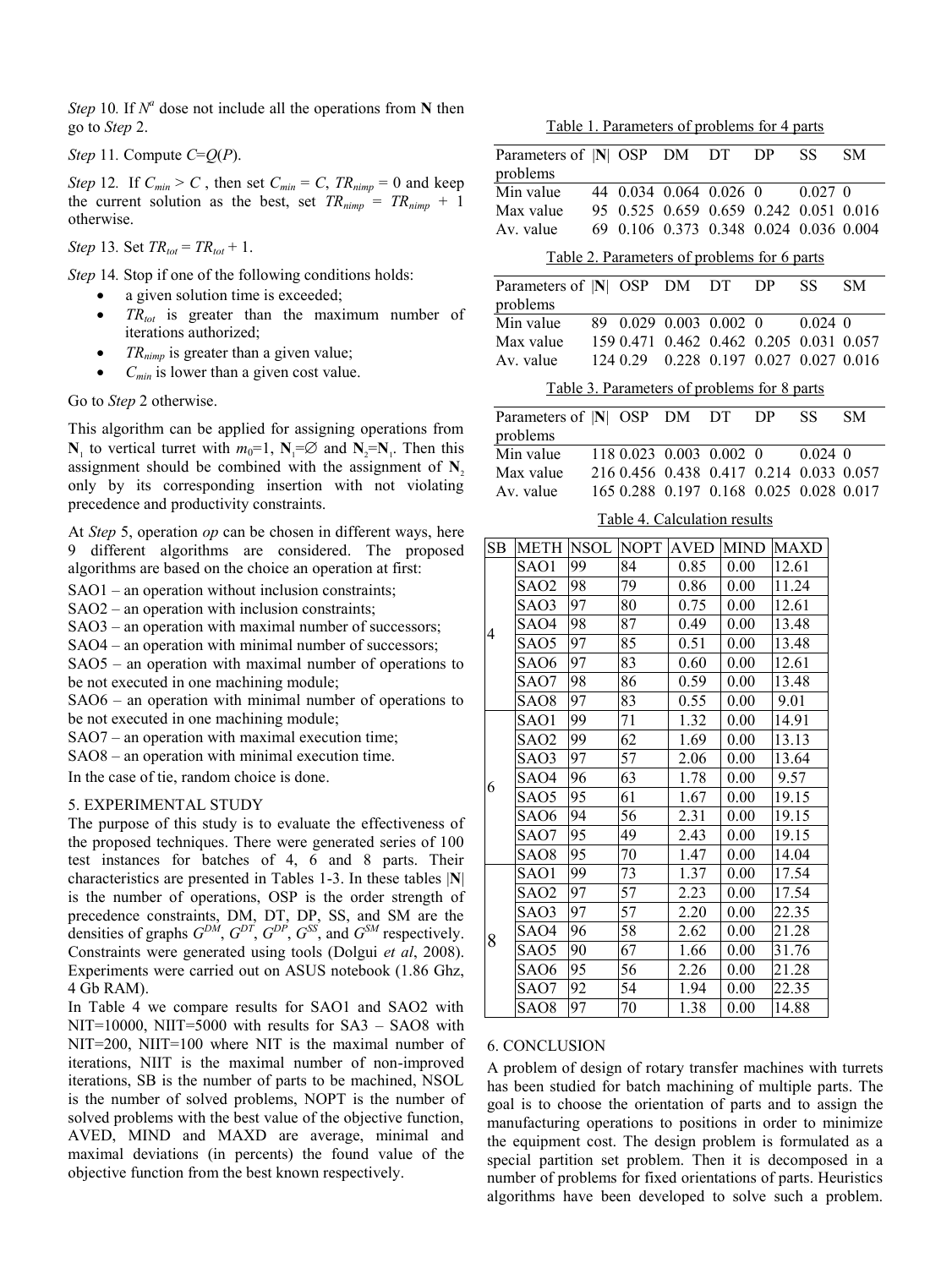*Step* 10. If $N^a$ dose not include all the operations from $\mathbf{N}$ then go to *Step* 2.

*Step* 11. Compute $C=Q(P)$.

*Step* 12. If $C_{min} > C$ , then set $C_{min} = C$, $TR_{nimp} = 0$ and keep the current solution as the best, set $TR_{nimp} = TR_{nimp} + 1$ otherwise.

*Step* 13. Set $TR_{tot} = TR_{tot} + 1$.

*Step* 14. Stop if one of the following conditions holds:

- a given solution time is exceeded;
- $TR_{tot}$ is greater than the maximum number of iterations authorized;
- $TR_{nimp}$ is greater than a given value;
- $C_{min}$ is lower than a given cost value.

Go to *Step* 2 otherwise.

This algorithm can be applied for assigning operations from $\mathbf{N}_1$ to vertical turret with $m_0=1$, $\mathbf{N}_1=\varnothing$ and $\mathbf{N}_2=\mathbf{N}_1$. Then this assignment should be combined with the assignment of $\mathbf{N}_2$ only by its corresponding insertion with not violating precedence and productivity constraints.

At *Step* 5, operation *op* can be chosen in different ways, here 9 different algorithms are considered. The proposed algorithms are based on the choice an operation at first:

SAO1 – an operation without inclusion constraints;
SAO2 – an operation with inclusion constraints;
SAO3 – an operation with maximal number of successors;
SAO4 – an operation with minimal number of successors;
SAO5 – an operation with maximal number of operations to be not executed in one machining module;
SAO6 – an operation with minimal number of operations to be not executed in one machining module;
SAO7 – an operation with maximal execution time;
SAO8 – an operation with minimal execution time.

In the case of tie, random choice is done.

## 5. EXPERIMENTAL STUDY

The purpose of this study is to evaluate the effectiveness of the proposed techniques. There were generated series of 100 test instances for batches of 4, 6 and 8 parts. Their characteristics are presented in Tables 1-3. In these tables $|\mathbf{N}|$ is the number of operations, OSP is the order strength of precedence constraints, DM, DT, DP, SS, and SM are the densities of graphs $G^{DM}$, $G^{DT}$, $G^{DP}$, $G^{SS}$, and $G^{SM}$ respectively. Constraints were generated using tools (Dolgui *et al*, 2008). Experiments were carried out on ASUS notebook (1.86 Ghz, 4 Gb RAM).

In Table 4 we compare results for SAO1 and SAO2 with NIT=10000, NIIT=5000 with results for SA3 – SAO8 with NIT=200, NIIT=100 where NIT is the maximal number of iterations, NIIT is the maximal number of non-improved iterations, SB is the number of parts to be machined, NSOL is the number of solved problems, NOPT is the number of solved problems with the best value of the objective function, AVED, MIND and MAXD are average, minimal and maximal deviations (in percents) the found value of the objective function from the best known respectively.

Table 1. Parameters of problems for 4 parts

| Parameters of problems | $\|\mathbf{N}\|$ | OSP | DM | DT | DP | SS | SM |
|---|---|---|---|---|---|---|---|
| Min value | 44 | 0.034 | 0.064 | 0.026 | 0 | 0.027 | 0 |
| Max value | 95 | 0.525 | 0.659 | 0.659 | 0.242 | 0.051 | 0.016 |
| Av. value | 69 | 0.106 | 0.373 | 0.348 | 0.024 | 0.036 | 0.004 |

Table 2. Parameters of problems for 6 parts

| Parameters of problems | $\|\mathbf{N}\|$ | OSP | DM | DT | DP | SS | SM |
|---|---|---|---|---|---|---|---|
| Min value | 89 | 0.029 | 0.003 | 0.002 | 0 | 0.024 | 0 |
| Max value | 159 | 0.471 | 0.462 | 0.462 | 0.205 | 0.031 | 0.057 |
| Av. value | 124 | 0.29 | 0.228 | 0.197 | 0.027 | 0.027 | 0.016 |

Table 3. Parameters of problems for 8 parts

| Parameters of problems | $\|\mathbf{N}\|$ | OSP | DM | DT | DP | SS | SM |
|---|---|---|---|---|---|---|---|
| Min value | 118 | 0.023 | 0.003 | 0.002 | 0 | 0.024 | 0 |
| Max value | 216 | 0.456 | 0.438 | 0.417 | 0.214 | 0.033 | 0.057 |
| Av. value | 165 | 0.288 | 0.197 | 0.168 | 0.025 | 0.028 | 0.017 |

Table 4. Calculation results

| SB | METH | NSOL | NOPT | AVED | MIND | MAXD |
|---|---|---|---|---|---|---|
| 4 | SAO1 | 99 | 84 | 0.85 | 0.00 | 12.61 |
| | SAO2 | 98 | 79 | 0.86 | 0.00 | 11.24 |
| | SAO3 | 97 | 80 | 0.75 | 0.00 | 12.61 |
| | SAO4 | 98 | 87 | 0.49 | 0.00 | 13.48 |
| | SAO5 | 97 | 85 | 0.51 | 0.00 | 13.48 |
| | SAO6 | 97 | 83 | 0.60 | 0.00 | 12.61 |
| | SAO7 | 98 | 86 | 0.59 | 0.00 | 13.48 |
| | SAO8 | 97 | 83 | 0.55 | 0.00 | 9.01 |
| 6 | SAO1 | 99 | 71 | 1.32 | 0.00 | 14.91 |
| | SAO2 | 99 | 62 | 1.69 | 0.00 | 13.13 |
| | SAO3 | 97 | 57 | 2.06 | 0.00 | 13.64 |
| | SAO4 | 96 | 63 | 1.78 | 0.00 | 9.57 |
| | SAO5 | 95 | 61 | 1.67 | 0.00 | 19.15 |
| | SAO6 | 94 | 56 | 2.31 | 0.00 | 19.15 |
| | SAO7 | 95 | 49 | 2.43 | 0.00 | 19.15 |
| | SAO8 | 95 | 70 | 1.47 | 0.00 | 14.04 |
| 8 | SAO1 | 99 | 73 | 1.37 | 0.00 | 17.54 |
| | SAO2 | 97 | 57 | 2.23 | 0.00 | 17.54 |
| | SAO3 | 97 | 57 | 2.20 | 0.00 | 22.35 |
| | SAO4 | 96 | 58 | 2.62 | 0.00 | 21.28 |
| | SAO5 | 90 | 67 | 1.66 | 0.00 | 31.76 |
| | SAO6 | 95 | 56 | 2.26 | 0.00 | 21.28 |
| | SAO7 | 92 | 54 | 1.94 | 0.00 | 22.35 |
| | SAO8 | 97 | 70 | 1.38 | 0.00 | 14.88 |

## 6. CONCLUSION

A problem of design of rotary transfer machines with turrets has been studied for batch machining of multiple parts. The goal is to choose the orientation of parts and to assign the manufacturing operations to positions in order to minimize the equipment cost. The design problem is formulated as a special partition set problem. Then it is decomposed in a number of problems for fixed orientations of parts. Heuristics algorithms have been developed to solve such a problem.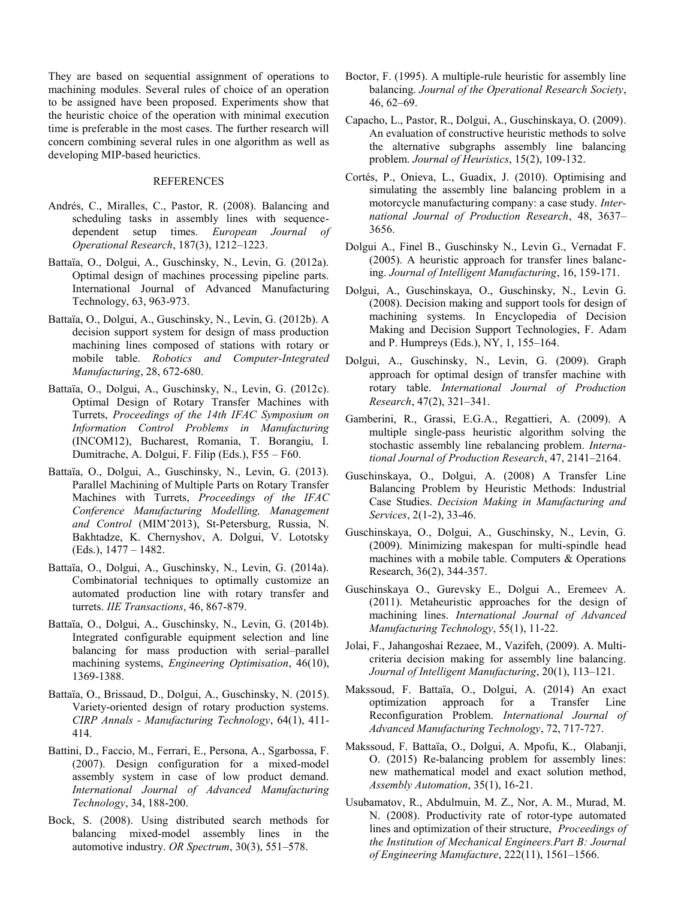They are based on sequential assignment of operations to machining modules. Several rules of choice of an operation to be assigned have been proposed. Experiments show that the heuristic choice of the operation with minimal execution time is preferable in the most cases. The further research will concern combining several rules in one algorithm as well as developing MIP-based heurictics.

## REFERENCES

Andrés, C., Miralles, C., Pastor, R. (2008). Balancing and scheduling tasks in assembly lines with sequence-dependent setup times. *European Journal of Operational Research*, 187(3), 1212–1223.

Battaïa, O., Dolgui, A., Guschinsky, N., Levin, G. (2012a). Optimal design of machines processing pipeline parts. International Journal of Advanced Manufacturing Technology, 63, 963-973.

Battaïa, O., Dolgui, A., Guschinsky, N., Levin, G. (2012b). A decision support system for design of mass production machining lines composed of stations with rotary or mobile table. *Robotics and Computer-Integrated Manufacturing*, 28, 672-680.

Battaïa, O., Dolgui, A., Guschinsky, N., Levin, G. (2012c). Optimal Design of Rotary Transfer Machines with Turrets, *Proceedings of the 14th IFAC Symposium on Information Control Problems in Manufacturing* (INCOM12), Bucharest, Romania, T. Borangiu, I. Dumitrache, A. Dolgui, F. Filip (Eds.), F55 – F60.

Battaïa, O., Dolgui, A., Guschinsky, N., Levin, G. (2013). Parallel Machining of Multiple Parts on Rotary Transfer Machines with Turrets, *Proceedings of the IFAC Conference Manufacturing Modelling, Management and Control* (MIM'2013), St-Petersburg, Russia, N. Bakhtadze, K. Chernyshov, A. Dolgui, V. Lototsky (Eds.), 1477 – 1482.

Battaïa, O., Dolgui, A., Guschinsky, N., Levin, G. (2014a). Combinatorial techniques to optimally customize an automated production line with rotary transfer and turrets. *IIE Transactions*, 46, 867-879.

Battaïa, O., Dolgui, A., Guschinsky, N., Levin, G. (2014b). Integrated configurable equipment selection and line balancing for mass production with serial–parallel machining systems, *Engineering Optimisation*, 46(10), 1369-1388.

Battaïa, O., Brissaud, D., Dolgui, A., Guschinsky, N. (2015). Variety-oriented design of rotary production systems. *CIRP Annals - Manufacturing Technology*, 64(1), 411-414.

Battini, D., Faccio, M., Ferrari, E., Persona, A., Sgarbossa, F. (2007). Design configuration for a mixed-model assembly system in case of low product demand. *International Journal of Advanced Manufacturing Technology*, 34, 188-200.

Bock, S. (2008). Using distributed search methods for balancing mixed-model assembly lines in the automotive industry. *OR Spectrum*, 30(3), 551–578.

Boctor, F. (1995). A multiple-rule heuristic for assembly line balancing. *Journal of the Operational Research Society*, 46, 62–69.

Capacho, L., Pastor, R., Dolgui, A., Guschinskaya, O. (2009). An evaluation of constructive heuristic methods to solve the alternative subgraphs assembly line balancing problem. *Journal of Heuristics*, 15(2), 109-132.

Cortés, P., Onieva, L., Guadix, J. (2010). Optimising and simulating the assembly line balancing problem in a motorcycle manufacturing company: a case study. *International Journal of Production Research*, 48, 3637–3656.

Dolgui A., Finel B., Guschinsky N., Levin G., Vernadat F. (2005). A heuristic approach for transfer lines balancing. *Journal of Intelligent Manufacturing*, 16, 159-171.

Dolgui, A., Guschinskaya, O., Guschinsky, N., Levin G. (2008). Decision making and support tools for design of machining systems. In Encyclopedia of Decision Making and Decision Support Technologies, F. Adam and P. Humpreys (Eds.), NY, 1, 155–164.

Dolgui, A., Guschinsky, N., Levin, G. (2009). Graph approach for optimal design of transfer machine with rotary table. *International Journal of Production Research*, 47(2), 321–341.

Gamberini, R., Grassi, E.G.A., Regattieri, A. (2009). A multiple single-pass heuristic algorithm solving the stochastic assembly line rebalancing problem. *International Journal of Production Research*, 47, 2141–2164.

Guschinskaya, O., Dolgui, A. (2008) A Transfer Line Balancing Problem by Heuristic Methods: Industrial Case Studies. *Decision Making in Manufacturing and Services*, 2(1-2), 33-46.

Guschinskaya, O., Dolgui, A., Guschinsky, N., Levin, G. (2009). Minimizing makespan for multi-spindle head machines with a mobile table. Computers & Operations Research, 36(2), 344-357.

Guschinskaya O., Gurevsky E., Dolgui A., Eremeev A. (2011). Metaheuristic approaches for the design of machining lines. *International Journal of Advanced Manufacturing Technology*, 55(1), 11-22.

Jolai, F., Jahangoshai Rezaee, M., Vazifeh, (2009). A. Multi-criteria decision making for assembly line balancing. *Journal of Intelligent Manufacturing*, 20(1), 113–121.

Makssoud, F. Battaïa, O., Dolgui, A. (2014) An exact optimization approach for a Transfer Line Reconfiguration Problem. *International Journal of Advanced Manufacturing Technology*, 72, 717-727.

Makssoud, F. Battaïa, O., Dolgui, A. Mpofu, K., Olabanji, O. (2015) Re-balancing problem for assembly lines: new mathematical model and exact solution method, *Assembly Automation*, 35(1), 16-21.

Usubamatov, R., Abdulmuin, M. Z., Nor, A. M., Murad, M. N. (2008). Productivity rate of rotor-type automated lines and optimization of their structure, *Proceedings of the Institution of Mechanical Engineers.Part B: Journal of Engineering Manufacture*, 222(11), 1561–1566.